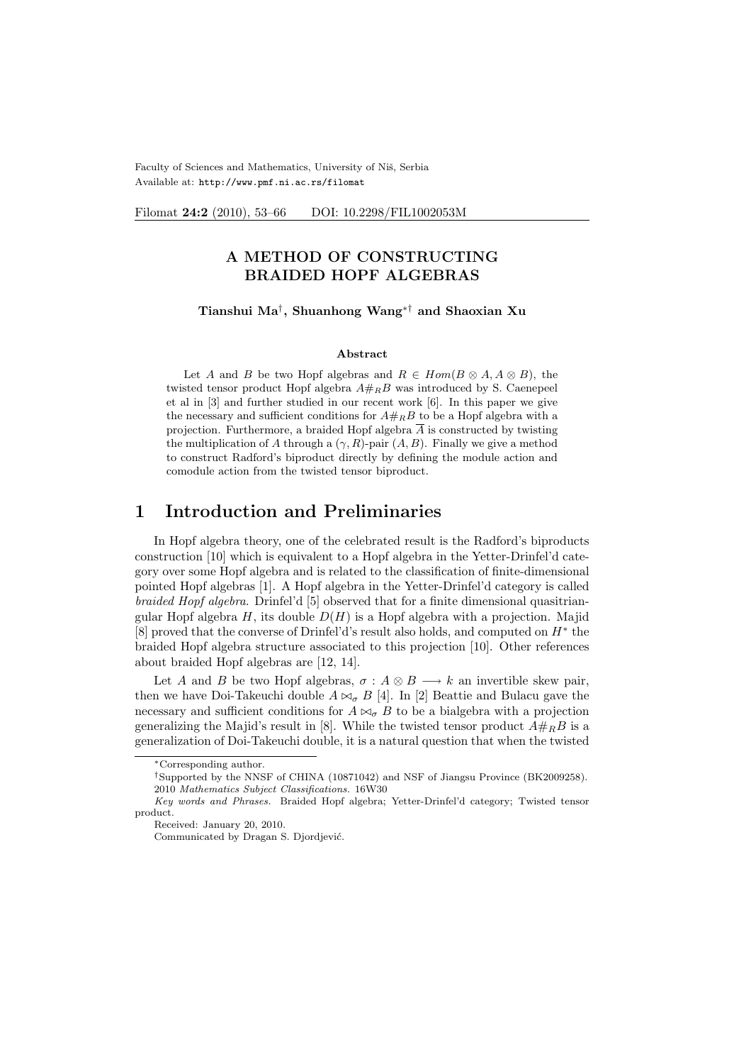# A METHOD OF CONSTRUCTING BRAIDED HOPF ALGEBRAS

**Tianshui Ma†, Shuanhong Wang*† and Shaoxian Xu**

### Abstract

Let $A$ and $B$ be two Hopf algebras and $R \in Hom(B \otimes A, A \otimes B)$, the twisted tensor product Hopf algebra $A\#_R B$ was introduced by S. Caenepeel et al in [3] and further studied in our recent work [6]. In this paper we give the necessary and sufficient conditions for $A\#_R B$ to be a Hopf algebra with a projection. Furthermore, a braided Hopf algebra $\overline{A}$ is constructed by twisting the multiplication of $A$ through a $(\gamma, R)$-pair $(A, B)$. Finally we give a method to construct Radford's biproduct directly by defining the module action and comodule action from the twisted tensor biproduct.

# 1 Introduction and Preliminaries

In Hopf algebra theory, one of the celebrated result is the Radford's biproducts construction [10] which is equivalent to a Hopf algebra in the Yetter-Drinfel'd category over some Hopf algebra and is related to the classification of finite-dimensional pointed Hopf algebras [1]. A Hopf algebra in the Yetter-Drinfel'd category is called *braided Hopf algebra*. Drinfel'd [5] observed that for a finite dimensional quasitriangular Hopf algebra $H$, its double $D(H)$ is a Hopf algebra with a projection. Majid [8] proved that the converse of Drinfel'd's result also holds, and computed on $H^*$ the braided Hopf algebra structure associated to this projection [10]. Other references about braided Hopf algebras are [12, 14].

Let $A$ and $B$ be two Hopf algebras, $\sigma : A \otimes B \longrightarrow k$ an invertible skew pair, then we have Doi-Takeuchi double $A \bowtie_\sigma B$ [4]. In [2] Beattie and Bulacu gave the necessary and sufficient conditions for $A \bowtie_\sigma B$ to be a bialgebra with a projection generalizing the Majid's result in [8]. While the twisted tensor product $A\#_R B$ is a generalization of Doi-Takeuchi double, it is a natural question that when the twisted

---

*Corresponding author.

†Supported by the NNSF of CHINA (10871042) and NSF of Jiangsu Province (BK2009258).

2010 *Mathematics Subject Classifications.* 16W30

*Key words and Phrases.* Braided Hopf algebra; Yetter-Drinfel'd category; Twisted tensor product.

Received: January 20, 2010.

Communicated by Dragan S. Djordjević.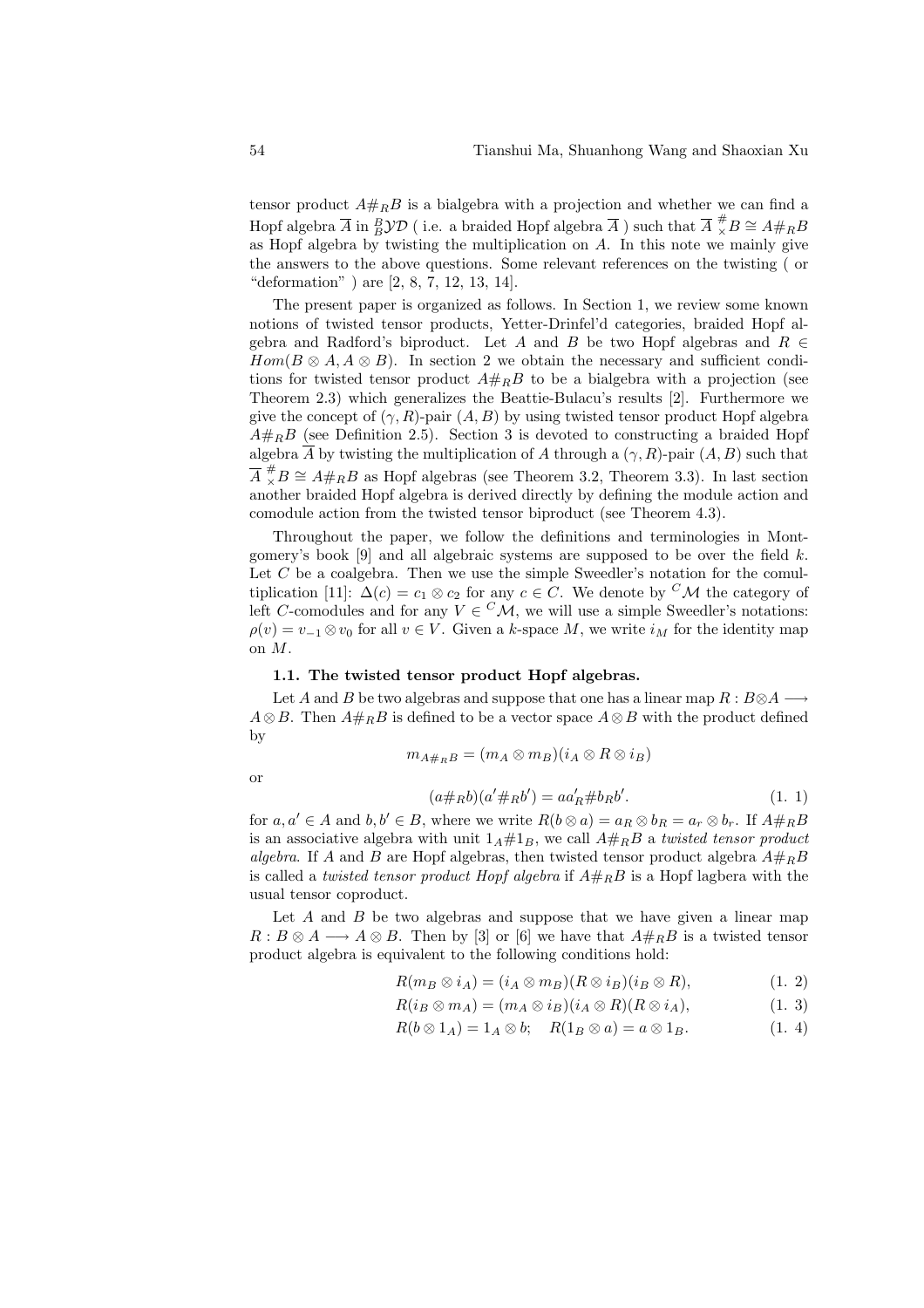tensor product $A\#_R B$ is a bialgebra with a projection and whether we can find a Hopf algebra $\overline{A}$ in ${}^B_B\mathcal{YD}$ ( i.e. a braided Hopf algebra $\overline{A}$ ) such that $\overline{A} \mathop{\times}\limits^{\#} B \cong A\#_R B$ as Hopf algebra by twisting the multiplication on $A$. In this note we mainly give the answers to the above questions. Some relevant references on the twisting ( or "deformation" ) are [2, 8, 7, 12, 13, 14].

The present paper is organized as follows. In Section 1, we review some known notions of twisted tensor products, Yetter-Drinfel'd categories, braided Hopf algebra and Radford's biproduct. Let $A$ and $B$ be two Hopf algebras and $R \in Hom(B \otimes A, A \otimes B)$. In section 2 we obtain the necessary and sufficient conditions for twisted tensor product $A\#_R B$ to be a bialgebra with a projection (see Theorem 2.3) which generalizes the Beattie-Bulacu's results [2]. Furthermore we give the concept of $(\gamma, R)$-pair $(A, B)$ by using twisted tensor product Hopf algebra $A\#_R B$ (see Definition 2.5). Section 3 is devoted to constructing a braided Hopf algebra $\overline{A}$ by twisting the multiplication of $A$ through a $(\gamma, R)$-pair $(A, B)$ such that $\overline{A} \mathop{\times}\limits^{\#} B \cong A\#_R B$ as Hopf algebras (see Theorem 3.2, Theorem 3.3). In last section another braided Hopf algebra is derived directly by defining the module action and comodule action from the twisted tensor biproduct (see Theorem 4.3).

Throughout the paper, we follow the definitions and terminologies in Montgomery's book [9] and all algebraic systems are supposed to be over the field $k$. Let $C$ be a coalgebra. Then we use the simple Sweedler's notation for the comultiplication [11]: $\Delta(c) = c_1 \otimes c_2$ for any $c \in C$. We denote by ${}^C\mathcal{M}$ the category of left $C$-comodules and for any $V \in {}^C\mathcal{M}$, we will use a simple Sweedler's notations: $\rho(v) = v_{-1} \otimes v_0$ for all $v \in V$. Given a $k$-space $M$, we write $i_M$ for the identity map on $M$.

### 1.1. The twisted tensor product Hopf algebras.

Let $A$ and $B$ be two algebras and suppose that one has a linear map $R : B\otimes A \longrightarrow A \otimes B$. Then $A\#_R B$ is defined to be a vector space $A \otimes B$ with the product defined by

$$m_{A\#_R B} = (m_A \otimes m_B)(i_A \otimes R \otimes i_B)$$

or

$$(a\#_R b)(a'\#_R b') = aa'_R\#b_R b'. \tag{1. 1}$$

for $a, a' \in A$ and $b, b' \in B$, where we write $R(b \otimes a) = a_R \otimes b_R = a_r \otimes b_r$. If $A\#_R B$ is an associative algebra with unit $1_A\#1_B$, we call $A\#_R B$ a *twisted tensor product algebra*. If $A$ and $B$ are Hopf algebras, then twisted tensor product algebra $A\#_R B$ is called a *twisted tensor product Hopf algebra* if $A\#_R B$ is a Hopf lagbera with the usual tensor coproduct.

Let $A$ and $B$ be two algebras and suppose that we have given a linear map $R : B \otimes A \longrightarrow A \otimes B$. Then by [3] or [6] we have that $A\#_R B$ is a twisted tensor product algebra is equivalent to the following conditions hold:

$$R(m_B \otimes i_A) = (i_A \otimes m_B)(R \otimes i_B)(i_B \otimes R), \tag{1. 2}$$

$$R(i_B \otimes m_A) = (m_A \otimes i_B)(i_A \otimes R)(R \otimes i_A), \tag{1. 3}$$

$$R(b \otimes 1_A) = 1_A \otimes b; \quad R(1_B \otimes a) = a \otimes 1_B. \tag{1. 4}$$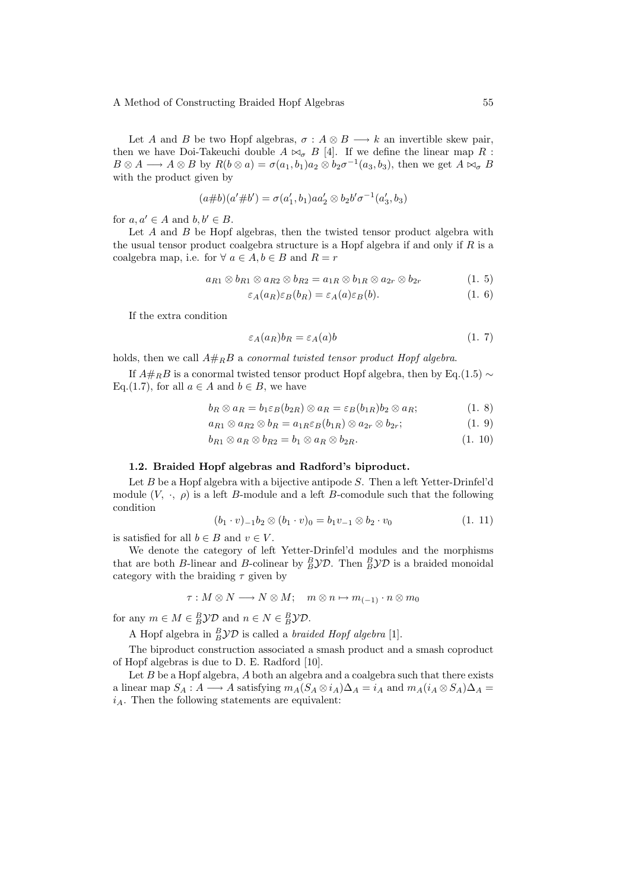Let $A$ and $B$ be two Hopf algebras, $\sigma : A \otimes B \longrightarrow k$ an invertible skew pair, then we have Doi-Takeuchi double $A \bowtie_\sigma B$ [4]. If we define the linear map $R : B \otimes A \longrightarrow A \otimes B$ by $R(b \otimes a) = \sigma(a_1, b_1)a_2 \otimes b_2\sigma^{-1}(a_3, b_3)$, then we get $A \bowtie_\sigma B$ with the product given by

$$(a\#b)(a'\#b') = \sigma(a'_1, b_1)aa'_2 \otimes b_2b'\sigma^{-1}(a'_3, b_3)$$

for $a, a' \in A$ and $b, b' \in B$.

Let $A$ and $B$ be Hopf algebras, then the twisted tensor product algebra with the usual tensor product coalgebra structure is a Hopf algebra if and only if $R$ is a coalgebra map, i.e. for $\forall\ a \in A, b \in B$ and $R = r$

$$a_{R1} \otimes b_{R1} \otimes a_{R2} \otimes b_{R2} = a_{1R} \otimes b_{1R} \otimes a_{2r} \otimes b_{2r} \tag{1. 5}$$

$$\varepsilon_A(a_R)\varepsilon_B(b_R) = \varepsilon_A(a)\varepsilon_B(b). \tag{1. 6}$$

If the extra condition

$$\varepsilon_A(a_R)b_R = \varepsilon_A(a)b \tag{1. 7}$$

holds, then we call $A\#_R B$ a *conormal twisted tensor product Hopf algebra*.

If $A\#_R B$ is a conormal twisted tensor product Hopf algebra, then by Eq.(1.5) $\sim$ Eq.(1.7), for all $a \in A$ and $b \in B$, we have

$$b_R \otimes a_R = b_1\varepsilon_B(b_{2R}) \otimes a_R = \varepsilon_B(b_{1R})b_2 \otimes a_R; \tag{1. 8}$$

$$a_{R1} \otimes a_{R2} \otimes b_R = a_{1R}\varepsilon_B(b_{1R}) \otimes a_{2r} \otimes b_{2r}; \tag{1. 9}$$

$$b_{R1} \otimes a_R \otimes b_{R2} = b_1 \otimes a_R \otimes b_{2R}. \tag{1. 10}$$

**1.2. Braided Hopf algebras and Radford's biproduct.**

Let $B$ be a Hopf algebra with a bijective antipode $S$. Then a left Yetter-Drinfel'd module $(V,\ \cdot,\ \rho)$ is a left $B$-module and a left $B$-comodule such that the following condition

$$(b_1 \cdot v)_{-1}b_2 \otimes (b_1 \cdot v)_0 = b_1v_{-1} \otimes b_2 \cdot v_0 \tag{1. 11}$$

is satisfied for all $b \in B$ and $v \in V$.

We denote the category of left Yetter-Drinfel'd modules and the morphisms that are both $B$-linear and $B$-colinear by ${}^B_B\mathcal{YD}$. Then ${}^B_B\mathcal{YD}$ is a braided monoidal category with the braiding $\tau$ given by

$$\tau : M \otimes N \longrightarrow N \otimes M; \quad m \otimes n \mapsto m_{(-1)} \cdot n \otimes m_0$$

for any $m \in M \in {}^B_B\mathcal{YD}$ and $n \in N \in {}^B_B\mathcal{YD}$.

A Hopf algebra in ${}^B_B\mathcal{YD}$ is called a *braided Hopf algebra* [1].

The biproduct construction associated a smash product and a smash coproduct of Hopf algebras is due to D. E. Radford [10].

Let $B$ be a Hopf algebra, $A$ both an algebra and a coalgebra such that there exists a linear map $S_A : A \longrightarrow A$ satisfying $m_A(S_A \otimes i_A)\Delta_A = i_A$ and $m_A(i_A \otimes S_A)\Delta_A = i_A$. Then the following statements are equivalent: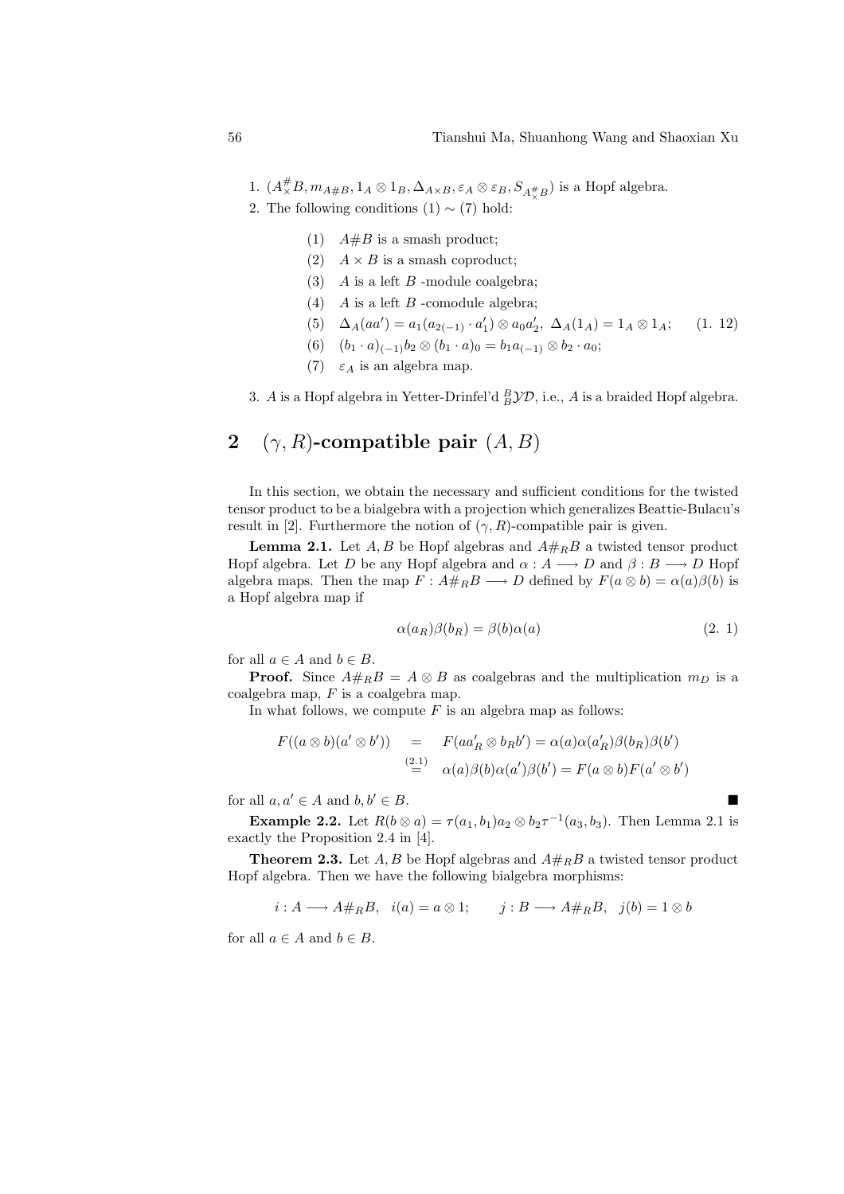1. $(A^{\#}_{\times}B, m_{A\#B}, 1_A \otimes 1_B, \Delta_{A\times B}, \varepsilon_A \otimes \varepsilon_B, S_{A^{\#}_{\times}B})$ is a Hopf algebra.
2. The following conditions (1) $\sim$ (7) hold:

$$
\begin{array}{ll}
(1) & A\#B \text{ is a smash product;} \\
(2) & A \times B \text{ is a smash coproduct;} \\
(3) & A \text{ is a left } B \text{ -module coalgebra;} \\
(4) & A \text{ is a left } B \text{ -comodule algebra;} \\
(5) & \Delta_A(aa') = a_1(a_{2(-1)} \cdot a'_1) \otimes a_0 a'_2,\ \Delta_A(1_A) = 1_A \otimes 1_A; \\
(6) & (b_1 \cdot a)_{(-1)} b_2 \otimes (b_1 \cdot a)_0 = b_1 a_{(-1)} \otimes b_2 \cdot a_0; \\
(7) & \varepsilon_A \text{ is an algebra map.}
\end{array}
\qquad (1.\ 12)
$$

3. $A$ is a Hopf algebra in Yetter-Drinfel'd ${}^B_B\mathcal{YD}$, i.e., $A$ is a braided Hopf algebra.

## 2 $(\gamma, R)$-compatible pair $(A, B)$

In this section, we obtain the necessary and sufficient conditions for the twisted tensor product to be a bialgebra with a projection which generalizes Beattie-Bulacu's result in [2]. Furthermore the notion of $(\gamma, R)$-compatible pair is given.

**Lemma 2.1.** Let $A, B$ be Hopf algebras and $A\#_R B$ a twisted tensor product Hopf algebra. Let $D$ be any Hopf algebra and $\alpha : A \longrightarrow D$ and $\beta : B \longrightarrow D$ Hopf algebra maps. Then the map $F : A\#_R B \longrightarrow D$ defined by $F(a \otimes b) = \alpha(a)\beta(b)$ is a Hopf algebra map if

$$
\alpha(a_R)\beta(b_R) = \beta(b)\alpha(a) \qquad (2.\ 1)
$$

for all $a \in A$ and $b \in B$.

**Proof.** Since $A\#_R B = A \otimes B$ as coalgebras and the multiplication $m_D$ is a coalgebra map, $F$ is a coalgebra map.

In what follows, we compute $F$ is an algebra map as follows:

$$
\begin{aligned}
F((a \otimes b)(a' \otimes b')) &= F(aa'_R \otimes b_R b') = \alpha(a)\alpha(a'_R)\beta(b_R)\beta(b') \\
&\overset{(2.1)}{=} \alpha(a)\beta(b)\alpha(a')\beta(b') = F(a \otimes b)F(a' \otimes b')
\end{aligned}
$$

for all $a, a' \in A$ and $b, b' \in B$. ■

**Example 2.2.** Let $R(b \otimes a) = \tau(a_1, b_1)a_2 \otimes b_2\tau^{-1}(a_3, b_3)$. Then Lemma 2.1 is exactly the Proposition 2.4 in [4].

**Theorem 2.3.** Let $A, B$ be Hopf algebras and $A\#_R B$ a twisted tensor product Hopf algebra. Then we have the following bialgebra morphisms:

$$
i : A \longrightarrow A\#_R B, \quad i(a) = a \otimes 1; \qquad j : B \longrightarrow A\#_R B, \quad j(b) = 1 \otimes b
$$

for all $a \in A$ and $b \in B$.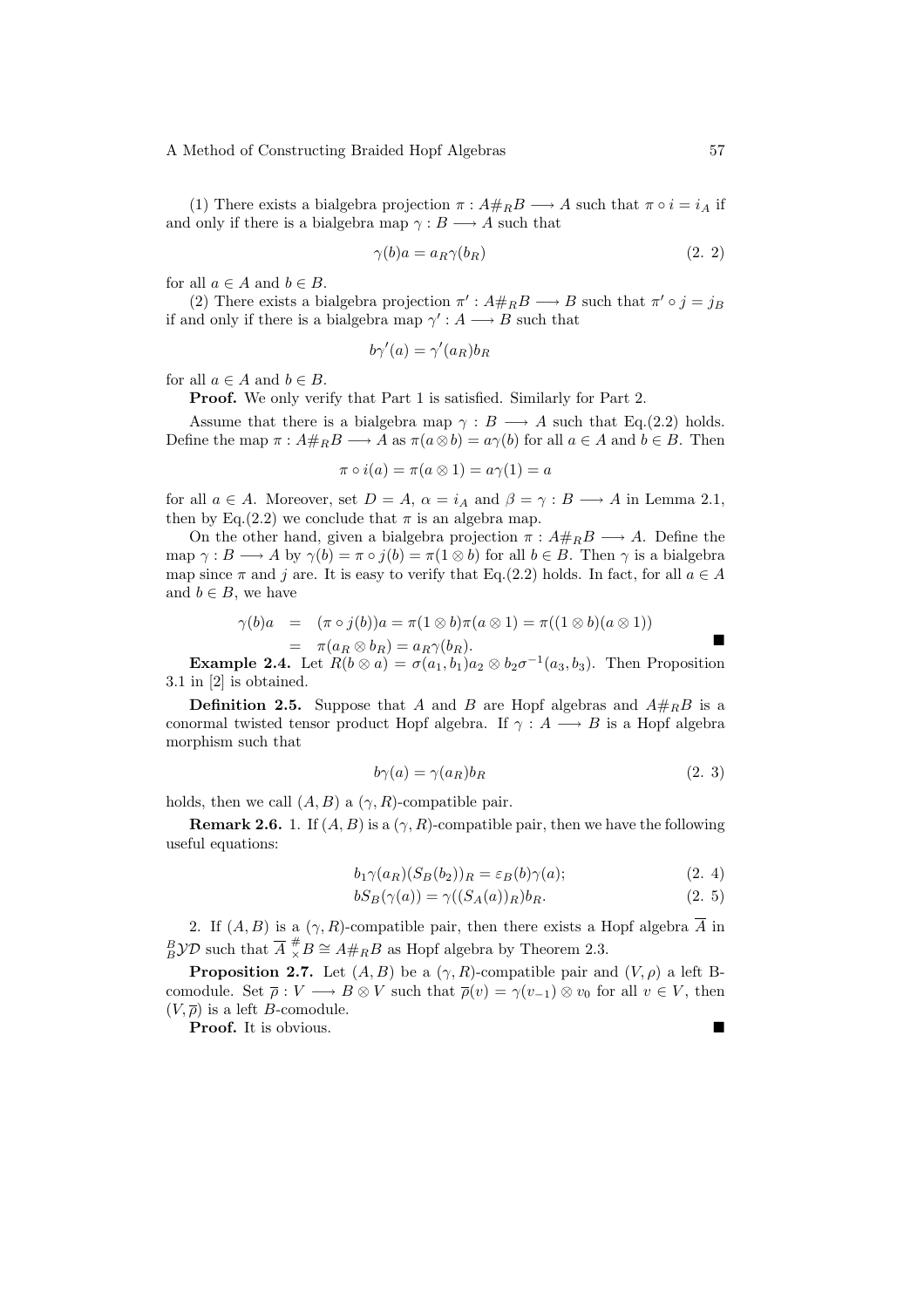(1) There exists a bialgebra projection $\pi : A\#_R B \longrightarrow A$ such that $\pi \circ i = i_A$ if and only if there is a bialgebra map $\gamma : B \longrightarrow A$ such that

$$\gamma(b)a = a_R\gamma(b_R) \tag{2. 2}$$

for all $a \in A$ and $b \in B$.

(2) There exists a bialgebra projection $\pi' : A\#_R B \longrightarrow B$ such that $\pi' \circ j = j_B$ if and only if there is a bialgebra map $\gamma' : A \longrightarrow B$ such that

$$b\gamma'(a) = \gamma'(a_R)b_R$$

for all $a \in A$ and $b \in B$.

**Proof.** We only verify that Part 1 is satisfied. Similarly for Part 2.

Assume that there is a bialgebra map $\gamma : B \longrightarrow A$ such that Eq.(2.2) holds. Define the map $\pi : A\#_R B \longrightarrow A$ as $\pi(a \otimes b) = a\gamma(b)$ for all $a \in A$ and $b \in B$. Then

$$\pi \circ i(a) = \pi(a \otimes 1) = a\gamma(1) = a$$

for all $a \in A$. Moreover, set $D = A$, $\alpha = i_A$ and $\beta = \gamma : B \longrightarrow A$ in Lemma 2.1, then by Eq.(2.2) we conclude that $\pi$ is an algebra map.

On the other hand, given a bialgebra projection $\pi : A\#_R B \longrightarrow A$. Define the map $\gamma : B \longrightarrow A$ by $\gamma(b) = \pi \circ j(b) = \pi(1 \otimes b)$ for all $b \in B$. Then $\gamma$ is a bialgebra map since $\pi$ and $j$ are. It is easy to verify that Eq.(2.2) holds. In fact, for all $a \in A$ and $b \in B$, we have

$$\begin{aligned} \gamma(b)a &= (\pi \circ j(b))a = \pi(1 \otimes b)\pi(a \otimes 1) = \pi((1 \otimes b)(a \otimes 1)) \\ &= \pi(a_R \otimes b_R) = a_R\gamma(b_R). \end{aligned}$$

■

**Example 2.4.** Let $R(b \otimes a) = \sigma(a_1, b_1)a_2 \otimes b_2\sigma^{-1}(a_3, b_3)$. Then Proposition 3.1 in [2] is obtained.

**Definition 2.5.** Suppose that $A$ and $B$ are Hopf algebras and $A\#_R B$ is a conormal twisted tensor product Hopf algebra. If $\gamma : A \longrightarrow B$ is a Hopf algebra morphism such that

$$b\gamma(a) = \gamma(a_R)b_R \tag{2. 3}$$

holds, then we call $(A, B)$ a $(\gamma, R)$-compatible pair.

**Remark 2.6.** 1. If $(A, B)$ is a $(\gamma, R)$-compatible pair, then we have the following useful equations:

$$b_1\gamma(a_R)(S_B(b_2))_R = \varepsilon_B(b)\gamma(a); \tag{2. 4}$$

$$bS_B(\gamma(a)) = \gamma((S_A(a))_R)b_R. \tag{2. 5}$$

2. If $(A, B)$ is a $(\gamma, R)$-compatible pair, then there exists a Hopf algebra $\overline{A}$ in ${}^B_B\mathcal{YD}$ such that $\overline{A} \mathop{\#}\limits_{\times} B \cong A\#_R B$ as Hopf algebra by Theorem 2.3.

**Proposition 2.7.** Let $(A, B)$ be a $(\gamma, R)$-compatible pair and $(V, \rho)$ a left B-comodule. Set $\overline{\rho} : V \longrightarrow B \otimes V$ such that $\overline{\rho}(v) = \gamma(v_{-1}) \otimes v_0$ for all $v \in V$, then $(V, \overline{\rho})$ is a left $B$-comodule.

**Proof.** It is obvious. ■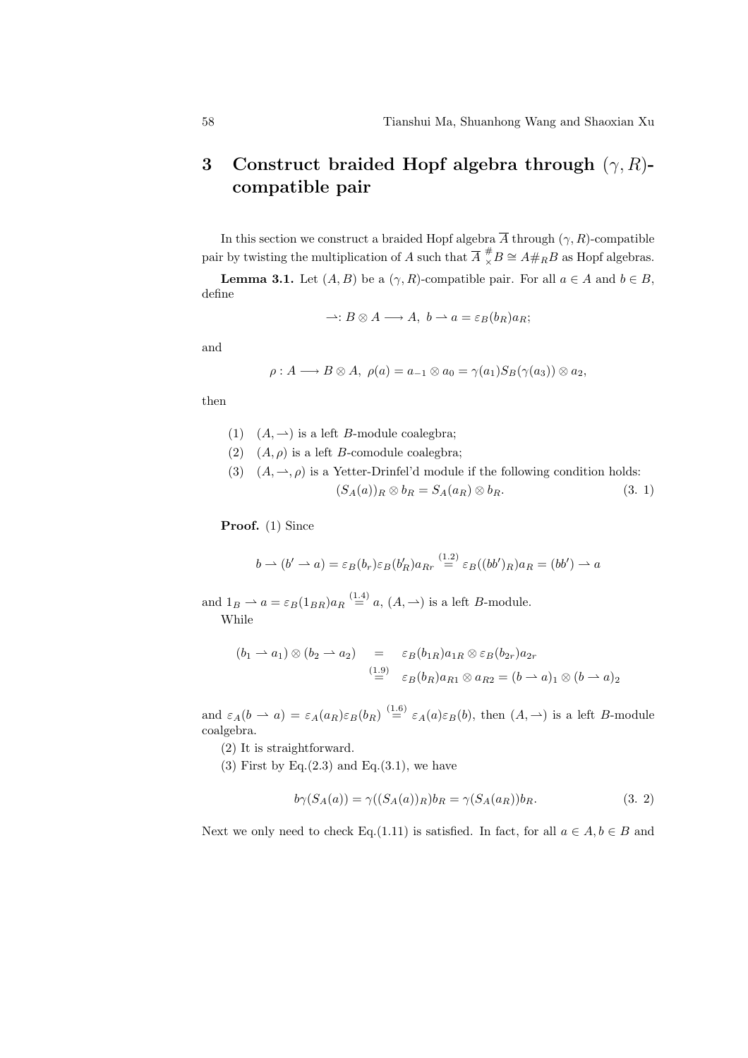## 3 Construct braided Hopf algebra through $(\gamma, R)$-compatible pair

In this section we construct a braided Hopf algebra $\overline{A}$ through $(\gamma, R)$-compatible pair by twisting the multiplication of $A$ such that $\overline{A} \,{}^{\#}_{\times} B \cong A \#_R B$ as Hopf algebras.

**Lemma 3.1.** Let $(A, B)$ be a $(\gamma, R)$-compatible pair. For all $a \in A$ and $b \in B$, define

$$\rightharpoonup : B \otimes A \longrightarrow A, \ b \rightharpoonup a = \varepsilon_B(b_R) a_R;$$

and

$$\rho : A \longrightarrow B \otimes A, \ \rho(a) = a_{-1} \otimes a_0 = \gamma(a_1) S_B(\gamma(a_3)) \otimes a_2,$$

then

(1) $(A, \rightharpoonup)$ is a left $B$-module coalegbra;

(2) $(A, \rho)$ is a left $B$-comodule coalegbra;

(3) $(A, \rightharpoonup, \rho)$ is a Yetter-Drinfel'd module if the following condition holds:

$$(S_A(a))_R \otimes b_R = S_A(a_R) \otimes b_R. \tag{3. 1}$$

**Proof.** (1) Since

$$b \rightharpoonup (b' \rightharpoonup a) = \varepsilon_B(b_r) \varepsilon_B(b'_R) a_{Rr} \overset{(1.2)}{=} \varepsilon_B((bb')_R) a_R = (bb') \rightharpoonup a$$

and $1_B \rightharpoonup a = \varepsilon_B(1_{BR}) a_R \overset{(1.4)}{=} a$, $(A, \rightharpoonup)$ is a left $B$-module.

While

$$\begin{aligned}(b_1 \rightharpoonup a_1) \otimes (b_2 \rightharpoonup a_2) &= \varepsilon_B(b_{1R}) a_{1R} \otimes \varepsilon_B(b_{2r}) a_{2r} \\ &\overset{(1.9)}{=} \varepsilon_B(b_R) a_{R1} \otimes a_{R2} = (b \rightharpoonup a)_1 \otimes (b \rightharpoonup a)_2\end{aligned}$$

and $\varepsilon_A(b \rightharpoonup a) = \varepsilon_A(a_R) \varepsilon_B(b_R) \overset{(1.6)}{=} \varepsilon_A(a) \varepsilon_B(b)$, then $(A, \rightharpoonup)$ is a left $B$-module coalgebra.

(2) It is straightforward.

(3) First by Eq.(2.3) and Eq.(3.1), we have

$$b\gamma(S_A(a)) = \gamma((S_A(a))_R) b_R = \gamma(S_A(a_R)) b_R. \tag{3. 2}$$

Next we only need to check Eq.(1.11) is satisfied. In fact, for all $a \in A, b \in B$ and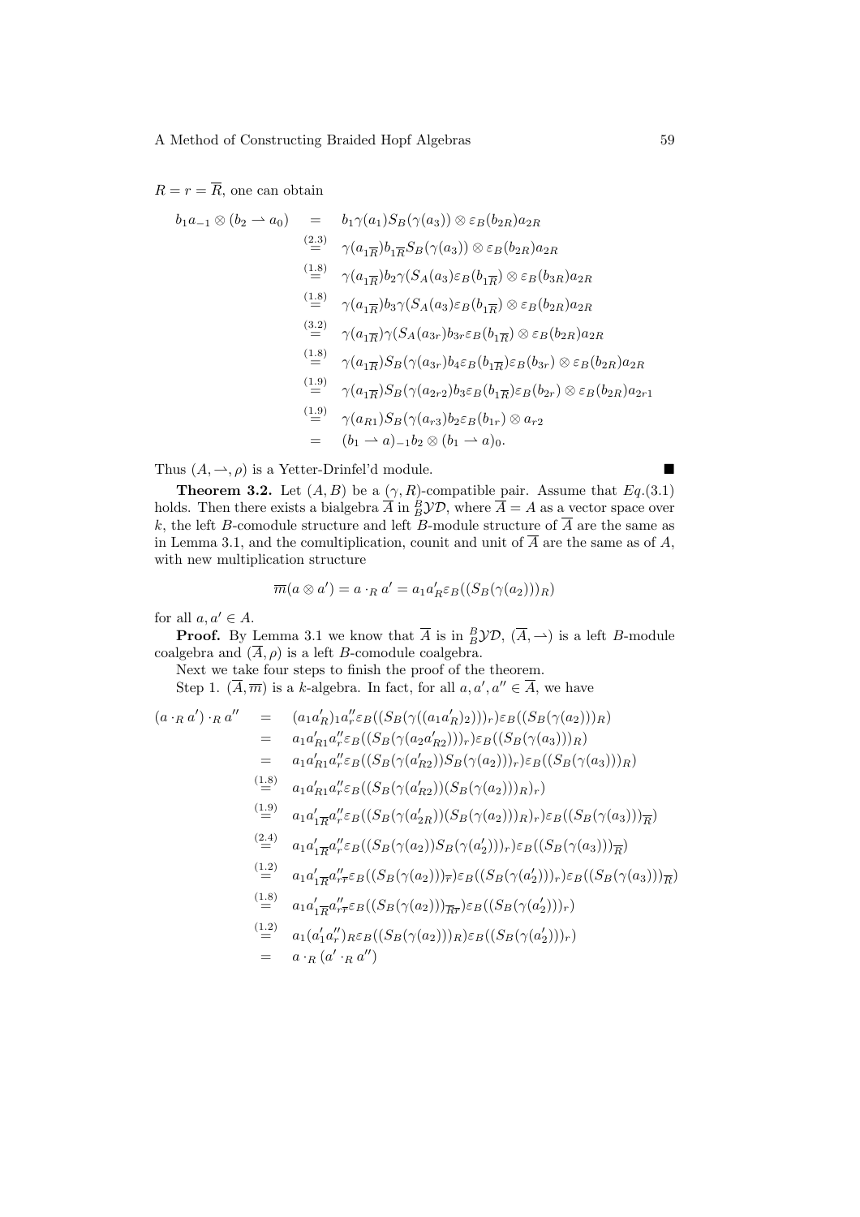$R = r = \overline{R}$, one can obtain

$$
\begin{aligned}
b_1 a_{-1} \otimes (b_2 \rightharpoonup a_0) &= b_1 \gamma(a_1) S_B(\gamma(a_3)) \otimes \varepsilon_B(b_{2R}) a_{2R} \\
&\overset{(2.3)}{=} \gamma(a_{1\overline{R}}) b_{1\overline{R}} S_B(\gamma(a_3)) \otimes \varepsilon_B(b_{2R}) a_{2R} \\
&\overset{(1.8)}{=} \gamma(a_{1\overline{R}}) b_2 \gamma(S_A(a_3) \varepsilon_B(b_{1\overline{R}}) \otimes \varepsilon_B(b_{3R}) a_{2R} \\
&\overset{(1.8)}{=} \gamma(a_{1\overline{R}}) b_3 \gamma(S_A(a_3) \varepsilon_B(b_{1\overline{R}}) \otimes \varepsilon_B(b_{2R}) a_{2R} \\
&\overset{(3.2)}{=} \gamma(a_{1\overline{R}}) \gamma(S_A(a_{3r}) b_{3r} \varepsilon_B(b_{1\overline{R}}) \otimes \varepsilon_B(b_{2R}) a_{2R} \\
&\overset{(1.8)}{=} \gamma(a_{1\overline{R}}) S_B(\gamma(a_{3r}) b_4 \varepsilon_B(b_{1\overline{R}}) \varepsilon_B(b_{3r}) \otimes \varepsilon_B(b_{2R}) a_{2R} \\
&\overset{(1.9)}{=} \gamma(a_{1\overline{R}}) S_B(\gamma(a_{2r2}) b_3 \varepsilon_B(b_{1\overline{R}}) \varepsilon_B(b_{2r}) \otimes \varepsilon_B(b_{2R}) a_{2r1} \\
&\overset{(1.9)}{=} \gamma(a_{R1}) S_B(\gamma(a_{r3}) b_2 \varepsilon_B(b_{1r}) \otimes a_{r2} \\
&= (b_1 \rightharpoonup a)_{-1} b_2 \otimes (b_1 \rightharpoonup a)_0.
\end{aligned}
$$

Thus $(A, \rightharpoonup, \rho)$ is a Yetter-Drinfel'd module. ∎

**Theorem 3.2.** Let $(A, B)$ be a $(\gamma, R)$-compatible pair. Assume that $Eq.(3.1)$ holds. Then there exists a bialgebra $\overline{A}$ in ${}^B_B\mathcal{YD}$, where $\overline{A} = A$ as a vector space over $k$, the left $B$-comodule structure and left $B$-module structure of $\overline{A}$ are the same as in Lemma 3.1, and the comultiplication, counit and unit of $\overline{A}$ are the same as of $A$, with new multiplication structure

$$\overline{m}(a \otimes a') = a \cdot_R a' = a_1 a'_R \varepsilon_B((S_B(\gamma(a_2)))_R)$$

for all $a, a' \in A$.

**Proof.** By Lemma 3.1 we know that $\overline{A}$ is in ${}^B_B\mathcal{YD}$, $(\overline{A}, \rightharpoonup)$ is a left $B$-module coalgebra and $(\overline{A}, \rho)$ is a left $B$-comodule coalgebra.

Next we take four steps to finish the proof of the theorem.

Step 1. $(\overline{A}, \overline{m})$ is a $k$-algebra. In fact, for all $a, a', a'' \in \overline{A}$, we have

$$
\begin{aligned}
(a \cdot_R a') \cdot_R a'' &= (a_1 a'_R)_1 a''_r \varepsilon_B((S_B(\gamma((a_1 a'_R)_2)))_r) \varepsilon_B((S_B(\gamma(a_2)))_R) \\
&= a_1 a'_{R1} a''_r \varepsilon_B((S_B(\gamma(a_2 a'_{R2})))_r) \varepsilon_B((S_B(\gamma(a_3)))_R) \\
&= a_1 a'_{R1} a''_r \varepsilon_B((S_B(\gamma(a'_{R2})) S_B(\gamma(a_2)))_r) \varepsilon_B((S_B(\gamma(a_3)))_R) \\
&\overset{(1.8)}{=} a_1 a'_{R1} a''_r \varepsilon_B((S_B(\gamma(a'_{R2}))(S_B(\gamma(a_2)))_R)_r) \\
&\overset{(1.9)}{=} a_1 a'_{1\overline{R}} a''_r \varepsilon_B((S_B(\gamma(a'_{2R}))(S_B(\gamma(a_2)))_R)_r) \varepsilon_B((S_B(\gamma(a_3)))_{\overline{R}}) \\
&\overset{(2.4)}{=} a_1 a'_{1\overline{R}} a''_r \varepsilon_B((S_B(\gamma(a_2)) S_B(\gamma(a'_2)))_r) \varepsilon_B((S_B(\gamma(a_3)))_{\overline{R}}) \\
&\overset{(1.2)}{=} a_1 a'_{1\overline{R}} a''_{r\overline{r}} \varepsilon_B((S_B(\gamma(a_2)))_{\overline{r}}) \varepsilon_B((S_B(\gamma(a'_2)))_r) \varepsilon_B((S_B(\gamma(a_3)))_{\overline{R}}) \\
&\overset{(1.8)}{=} a_1 a'_{1\overline{R}} a''_{r\overline{r}} \varepsilon_B((S_B(\gamma(a_2)))_{\overline{R}\overline{r}}) \varepsilon_B((S_B(\gamma(a'_2)))_r) \\
&\overset{(1.2)}{=} a_1 (a'_1 a''_r)_R \varepsilon_B((S_B(\gamma(a_2)))_R) \varepsilon_B((S_B(\gamma(a'_2)))_r) \\
&= a \cdot_R (a' \cdot_R a'')
\end{aligned}
$$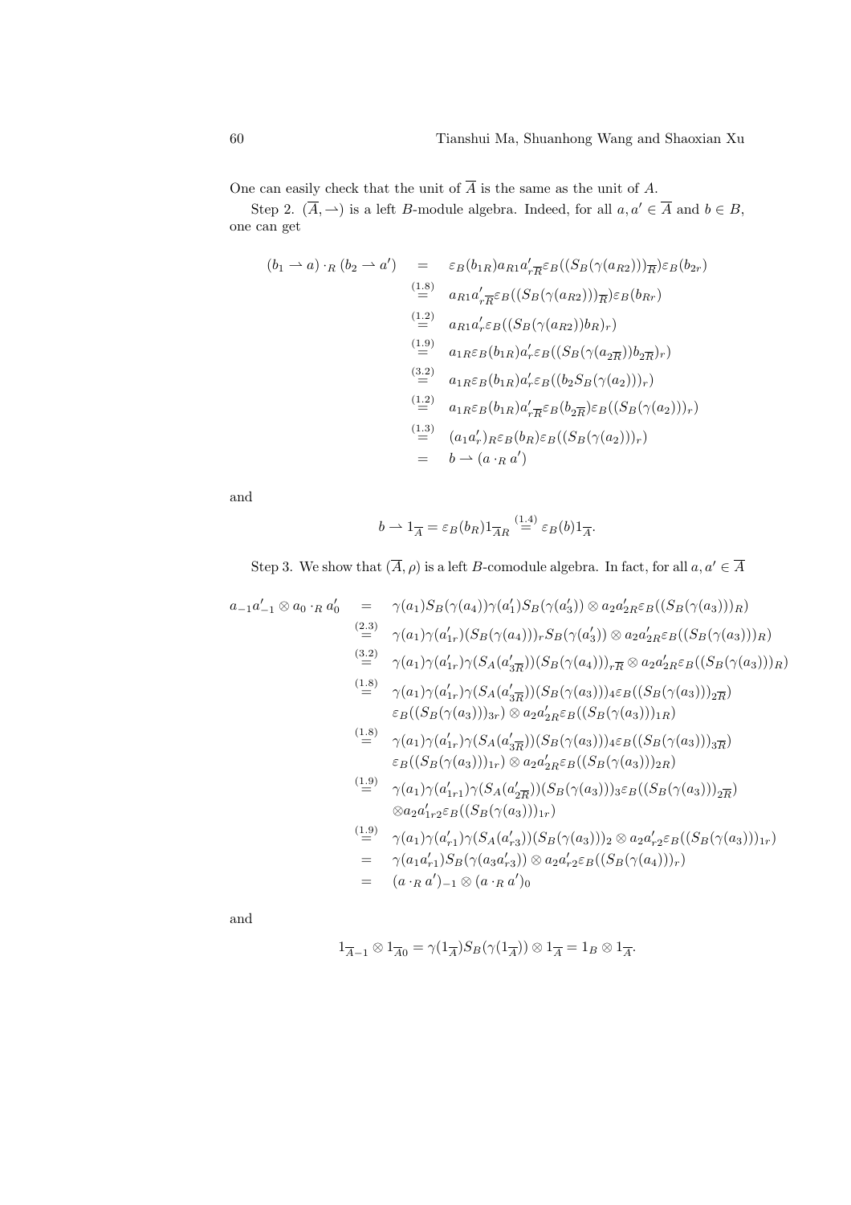One can easily check that the unit of $\overline{A}$ is the same as the unit of $A$.

Step 2. $(\overline{A}, \rightharpoonup)$ is a left $B$-module algebra. Indeed, for all $a, a' \in \overline{A}$ and $b \in B$, one can get

$$
\begin{aligned}
(b_1 \rightharpoonup a) \cdot_R (b_2 \rightharpoonup a') &= \varepsilon_B(b_{1R}) a_{R1} a'_{r\overline{R}} \varepsilon_B((S_B(\gamma(a_{R2})))_{\overline{R}}) \varepsilon_B(b_{2r}) \\
&\overset{(1.8)}{=} a_{R1} a'_{r\overline{R}} \varepsilon_B((S_B(\gamma(a_{R2})))_{\overline{R}}) \varepsilon_B(b_{Rr}) \\
&\overset{(1.2)}{=} a_{R1} a'_{r} \varepsilon_B((S_B(\gamma(a_{R2})) b_R)_r) \\
&\overset{(1.9)}{=} a_{1R} \varepsilon_B(b_{1R}) a'_{r} \varepsilon_B((S_B(\gamma(a_{2\overline{R}})) b_{2\overline{R}})_r) \\
&\overset{(3.2)}{=} a_{1R} \varepsilon_B(b_{1R}) a'_{r} \varepsilon_B((b_2 S_B(\gamma(a_2)))_r) \\
&\overset{(1.2)}{=} a_{1R} \varepsilon_B(b_{1R}) a'_{r\overline{R}} \varepsilon_B(b_{2\overline{R}}) \varepsilon_B((S_B(\gamma(a_2)))_r) \\
&\overset{(1.3)}{=} (a_1 a'_r)_R \varepsilon_B(b_R) \varepsilon_B((S_B(\gamma(a_2)))_r) \\
&= b \rightharpoonup (a \cdot_R a')
\end{aligned}
$$

and

$$
b \rightharpoonup 1_{\overline{A}} = \varepsilon_B(b_R) 1_{\overline{A}R} \overset{(1.4)}{=} \varepsilon_B(b) 1_{\overline{A}}.
$$

Step 3. We show that $(\overline{A}, \rho)$ is a left $B$-comodule algebra. In fact, for all $a, a' \in \overline{A}$

$$
\begin{aligned}
a_{-1} a'_{-1} \otimes a_0 \cdot_R a'_0 &= \gamma(a_1) S_B(\gamma(a_4)) \gamma(a'_1) S_B(\gamma(a'_3)) \otimes a_2 a'_{2R} \varepsilon_B((S_B(\gamma(a_3)))_R) \\
&\overset{(2.3)}{=} \gamma(a_1) \gamma(a'_{1r}) (S_B(\gamma(a_4)))_r S_B(\gamma(a'_3)) \otimes a_2 a'_{2R} \varepsilon_B((S_B(\gamma(a_3)))_R) \\
&\overset{(3.2)}{=} \gamma(a_1) \gamma(a'_{1r}) \gamma(S_A(a'_{3\overline{R}})) (S_B(\gamma(a_4)))_{r\overline{R}} \otimes a_2 a'_{2R} \varepsilon_B((S_B(\gamma(a_3)))_R) \\
&\overset{(1.8)}{=} \gamma(a_1) \gamma(a'_{1r}) \gamma(S_A(a'_{3\overline{R}})) (S_B(\gamma(a_3)))_4 \varepsilon_B((S_B(\gamma(a_3)))_{2\overline{R}}) \\
&\qquad \varepsilon_B((S_B(\gamma(a_3)))_{3r}) \otimes a_2 a'_{2R} \varepsilon_B((S_B(\gamma(a_3)))_{1R}) \\
&\overset{(1.8)}{=} \gamma(a_1) \gamma(a'_{1r}) \gamma(S_A(a'_{3\overline{R}})) (S_B(\gamma(a_3)))_4 \varepsilon_B((S_B(\gamma(a_3)))_{3\overline{R}}) \\
&\qquad \varepsilon_B((S_B(\gamma(a_3)))_{1r}) \otimes a_2 a'_{2R} \varepsilon_B((S_B(\gamma(a_3)))_{2R}) \\
&\overset{(1.9)}{=} \gamma(a_1) \gamma(a'_{1r1}) \gamma(S_A(a'_{2\overline{R}})) (S_B(\gamma(a_3)))_3 \varepsilon_B((S_B(\gamma(a_3)))_{2\overline{R}}) \\
&\qquad \otimes a_2 a'_{1r2} \varepsilon_B((S_B(\gamma(a_3)))_{1r}) \\
&\overset{(1.9)}{=} \gamma(a_1) \gamma(a'_{r1}) \gamma(S_A(a'_{r3})) (S_B(\gamma(a_3)))_2 \otimes a_2 a'_{r2} \varepsilon_B((S_B(\gamma(a_3)))_{1r}) \\
&= \gamma(a_1 a'_{r1}) S_B(\gamma(a_3 a'_{r3})) \otimes a_2 a'_{r2} \varepsilon_B((S_B(\gamma(a_4)))_r) \\
&= (a \cdot_R a')_{-1} \otimes (a \cdot_R a')_0
\end{aligned}
$$

and

$$
1_{\overline{A}-1} \otimes 1_{\overline{A}0} = \gamma(1_{\overline{A}}) S_B(\gamma(1_{\overline{A}})) \otimes 1_{\overline{A}} = 1_B \otimes 1_{\overline{A}}.
$$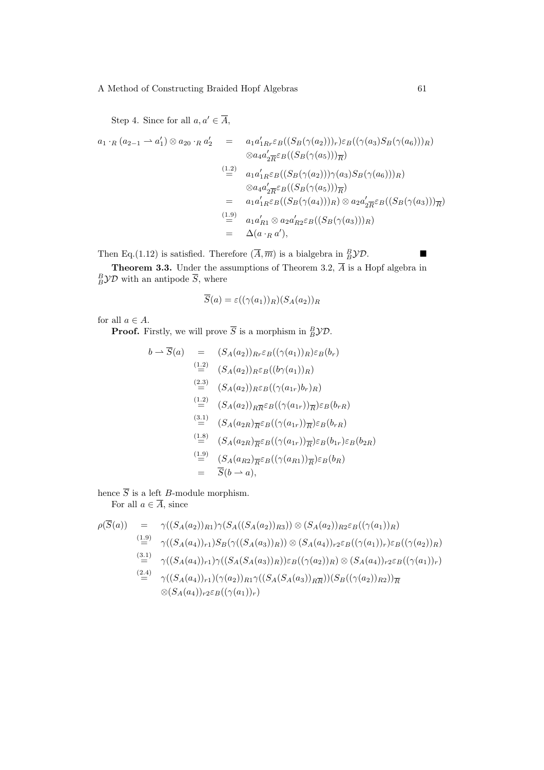Step 4. Since for all $a, a' \in \overline{A}$,

$$
\begin{aligned}
a_1 \cdot_R (a_{2-1} \rightharpoonup a'_1) \otimes a_{20} \cdot_R a'_2 &= a_1 a'_{1Rr} \varepsilon_B((S_B(\gamma(a_2)))_r) \varepsilon_B((\gamma(a_3) S_B(\gamma(a_6)))_R) \\
&\quad \otimes a_4 a'_{2\overline{R}} \varepsilon_B((S_B(\gamma(a_5)))_{\overline{R}}) \\
&\overset{(1.2)}{=} a_1 a'_{1R} \varepsilon_B((S_B(\gamma(a_2))) \gamma(a_3) S_B(\gamma(a_6)))_R) \\
&\quad \otimes a_4 a'_{2\overline{R}} \varepsilon_B((S_B(\gamma(a_5)))_{\overline{R}}) \\
&= a_1 a'_{1R} \varepsilon_B((S_B(\gamma(a_4)))_R) \otimes a_2 a'_{2\overline{R}} \varepsilon_B((S_B(\gamma(a_3)))_{\overline{R}}) \\
&\overset{(1.9)}{=} a_1 a'_{R1} \otimes a_2 a'_{R2} \varepsilon_B((S_B(\gamma(a_3)))_R) \\
&= \Delta(a \cdot_R a'),
\end{aligned}
$$

Then Eq.(1.12) is satisfied. Therefore $(\overline{A}, \overline{m})$ is a bialgebra in ${}^B_B\mathcal{YD}$. ■

**Theorem 3.3.** Under the assumptions of Theorem 3.2, $\overline{A}$ is a Hopf algebra in ${}^B_B\mathcal{YD}$ with an antipode $\overline{S}$, where

$$
\overline{S}(a) = \varepsilon((\gamma(a_1))_R)(S_A(a_2))_R
$$

for all $a \in A$.

**Proof.** Firstly, we will prove $\overline{S}$ is a morphism in ${}^B_B\mathcal{YD}$.

$$
\begin{aligned}
b \rightharpoonup \overline{S}(a) &= (S_A(a_2))_{Rr} \varepsilon_B((\gamma(a_1))_R) \varepsilon_B(b_r) \\
&\overset{(1.2)}{=} (S_A(a_2))_R \varepsilon_B((b\gamma(a_1))_R) \\
&\overset{(2.3)}{=} (S_A(a_2))_R \varepsilon_B((\gamma(a_{1r}) b_r)_R) \\
&\overset{(1.2)}{=} (S_A(a_2))_{R\overline{R}} \varepsilon_B((\gamma(a_{1r}))_{\overline{R}}) \varepsilon_B(b_{rR}) \\
&\overset{(3.1)}{=} (S_A(a_{2R})_{\overline{R}} \varepsilon_B((\gamma(a_{1r}))_{\overline{R}}) \varepsilon_B(b_{rR}) \\
&\overset{(1.8)}{=} (S_A(a_{2R})_{\overline{R}} \varepsilon_B((\gamma(a_{1r}))_{\overline{R}}) \varepsilon_B(b_{1r}) \varepsilon_B(b_{2R}) \\
&\overset{(1.9)}{=} (S_A(a_{R2})_{\overline{R}} \varepsilon_B((\gamma(a_{R1}))_{\overline{R}}) \varepsilon_B(b_R) \\
&= \overline{S}(b \rightharpoonup a),
\end{aligned}
$$

hence $\overline{S}$ is a left $B$-module morphism.

For all $a \in \overline{A}$, since

$$
\begin{aligned}
\rho(\overline{S}(a)) &= \gamma((S_A(a_2))_{R1}) \gamma(S_A((S_A(a_2))_{R3})) \otimes (S_A(a_2))_{R2} \varepsilon_B((\gamma(a_1))_R) \\
&\overset{(1.9)}{=} \gamma((S_A(a_4))_{r1}) S_B(\gamma((S_A(a_3))_R)) \otimes (S_A(a_4))_{r2} \varepsilon_B((\gamma(a_1))_r) \varepsilon_B((\gamma(a_2))_R) \\
&\overset{(3.1)}{=} \gamma((S_A(a_4))_{r1}) \gamma((S_A(S_A(a_3))_R)) \varepsilon_B((\gamma(a_2))_R) \otimes (S_A(a_4))_{r2} \varepsilon_B((\gamma(a_1))_r) \\
&\overset{(2.4)}{=} \gamma((S_A(a_4))_{r1})(\gamma(a_2))_{R1} \gamma((S_A(S_A(a_3))_{R\overline{R}}))(S_B((\gamma(a_2))_{R2}))_{\overline{R}} \\
&\quad \otimes (S_A(a_4))_{r2} \varepsilon_B((\gamma(a_1))_r)
\end{aligned}
$$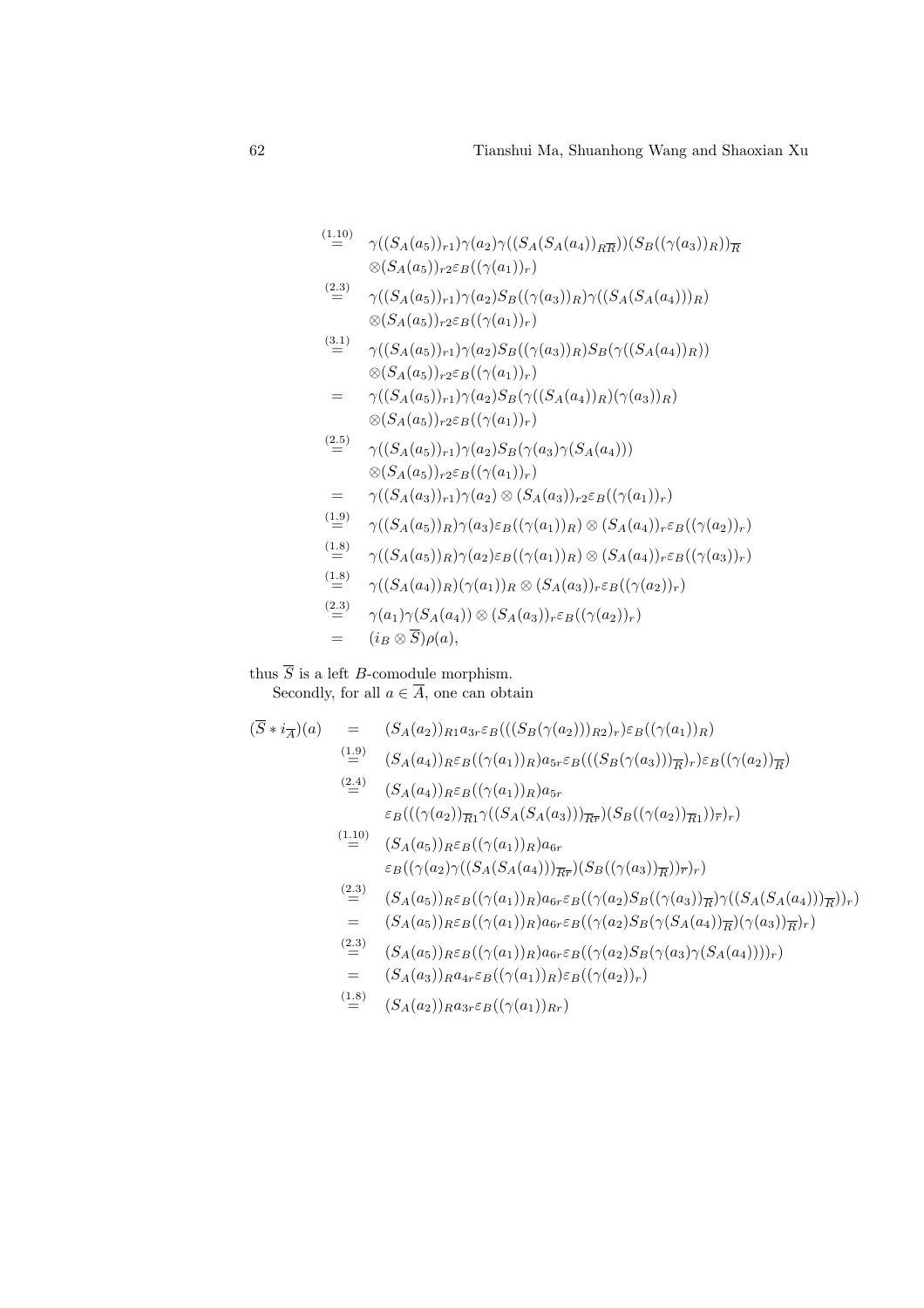$$
\begin{aligned}
&\overset{(1.10)}{=} \gamma((S_A(a_5))_{r1})\gamma(a_2)\gamma((S_A(S_A(a_4))_{R\overline{R}}))(S_B((\gamma(a_3))_R))_{\overline{R}} \\
&\qquad \otimes (S_A(a_5))_{r2}\varepsilon_B((\gamma(a_1))_r) \\
&\overset{(2.3)}{=} \gamma((S_A(a_5))_{r1})\gamma(a_2)S_B((\gamma(a_3))_R)\gamma((S_A(S_A(a_4)))_R) \\
&\qquad \otimes (S_A(a_5))_{r2}\varepsilon_B((\gamma(a_1))_r) \\
&\overset{(3.1)}{=} \gamma((S_A(a_5))_{r1})\gamma(a_2)S_B((\gamma(a_3))_R)S_B(\gamma((S_A(a_4))_R)) \\
&\qquad \otimes (S_A(a_5))_{r2}\varepsilon_B((\gamma(a_1))_r) \\
&= \gamma((S_A(a_5))_{r1})\gamma(a_2)S_B(\gamma((S_A(a_4))_R)(\gamma(a_3))_R) \\
&\qquad \otimes (S_A(a_5))_{r2}\varepsilon_B((\gamma(a_1))_r) \\
&\overset{(2.5)}{=} \gamma((S_A(a_5))_{r1})\gamma(a_2)S_B(\gamma(a_3)\gamma(S_A(a_4))) \\
&\qquad \otimes (S_A(a_5))_{r2}\varepsilon_B((\gamma(a_1))_r) \\
&= \gamma((S_A(a_3))_{r1})\gamma(a_2) \otimes (S_A(a_3))_{r2}\varepsilon_B((\gamma(a_1))_r) \\
&\overset{(1.9)}{=} \gamma((S_A(a_5))_R)\gamma(a_3)\varepsilon_B((\gamma(a_1))_R) \otimes (S_A(a_4))_r\varepsilon_B((\gamma(a_2))_r) \\
&\overset{(1.8)}{=} \gamma((S_A(a_5))_R)\gamma(a_2)\varepsilon_B((\gamma(a_1))_R) \otimes (S_A(a_4))_r\varepsilon_B((\gamma(a_3))_r) \\
&\overset{(1.8)}{=} \gamma((S_A(a_4))_R)(\gamma(a_1))_R \otimes (S_A(a_3))_r\varepsilon_B((\gamma(a_2))_r) \\
&\overset{(2.3)}{=} \gamma(a_1)\gamma(S_A(a_4)) \otimes (S_A(a_3))_r\varepsilon_B((\gamma(a_2))_r) \\
&= (i_B \otimes \overline{S})\rho(a),
\end{aligned}
$$

thus $\overline{S}$ is a left $B$-comodule morphism.

Secondly, for all $a \in \overline{A}$, one can obtain

$$
\begin{aligned}
(\overline{S} * i_{\overline{A}})(a) &= (S_A(a_2))_{R1}a_{3r}\varepsilon_B(((S_B(\gamma(a_2)))_{R2})_r)\varepsilon_B((\gamma(a_1))_R) \\
&\overset{(1.9)}{=} (S_A(a_4))_R\varepsilon_B((\gamma(a_1))_R)a_{5r}\varepsilon_B(((S_B(\gamma(a_3)))_{\overline{R}})_r)\varepsilon_B((\gamma(a_2))_{\overline{R}}) \\
&\overset{(2.4)}{=} (S_A(a_4))_R\varepsilon_B((\gamma(a_1))_R)a_{5r} \\
&\qquad \varepsilon_B(((\gamma(a_2))_{\overline{R}1}\gamma((S_A(S_A(a_3)))_{\overline{R}\overline{r}})(S_B((\gamma(a_2))_{\overline{R}1}))_{\overline{r}})_r) \\
&\overset{(1.10)}{=} (S_A(a_5))_R\varepsilon_B((\gamma(a_1))_R)a_{6r} \\
&\qquad \varepsilon_B((\gamma(a_2)\gamma((S_A(S_A(a_4)))_{\overline{R}\overline{r}})(S_B((\gamma(a_3))_{\overline{R}}))_{\overline{r}})_r) \\
&\overset{(2.3)}{=} (S_A(a_5))_R\varepsilon_B((\gamma(a_1))_R)a_{6r}\varepsilon_B((\gamma(a_2)S_B((\gamma(a_3))_{\overline{R}})\gamma((S_A(S_A(a_4)))_{\overline{R}}))_r) \\
&= (S_A(a_5))_R\varepsilon_B((\gamma(a_1))_R)a_{6r}\varepsilon_B((\gamma(a_2)S_B(\gamma(S_A(a_4))_{\overline{R}})(\gamma(a_3))_{\overline{R}})_r) \\
&\overset{(2.3)}{=} (S_A(a_5))_R\varepsilon_B((\gamma(a_1))_R)a_{6r}\varepsilon_B((\gamma(a_2)S_B(\gamma(a_3)\gamma(S_A(a_4))))_r) \\
&= (S_A(a_3))_Ra_{4r}\varepsilon_B((\gamma(a_1))_R)\varepsilon_B((\gamma(a_2))_r) \\
&\overset{(1.8)}{=} (S_A(a_2))_Ra_{3r}\varepsilon_B((\gamma(a_1))_{Rr})
\end{aligned}
$$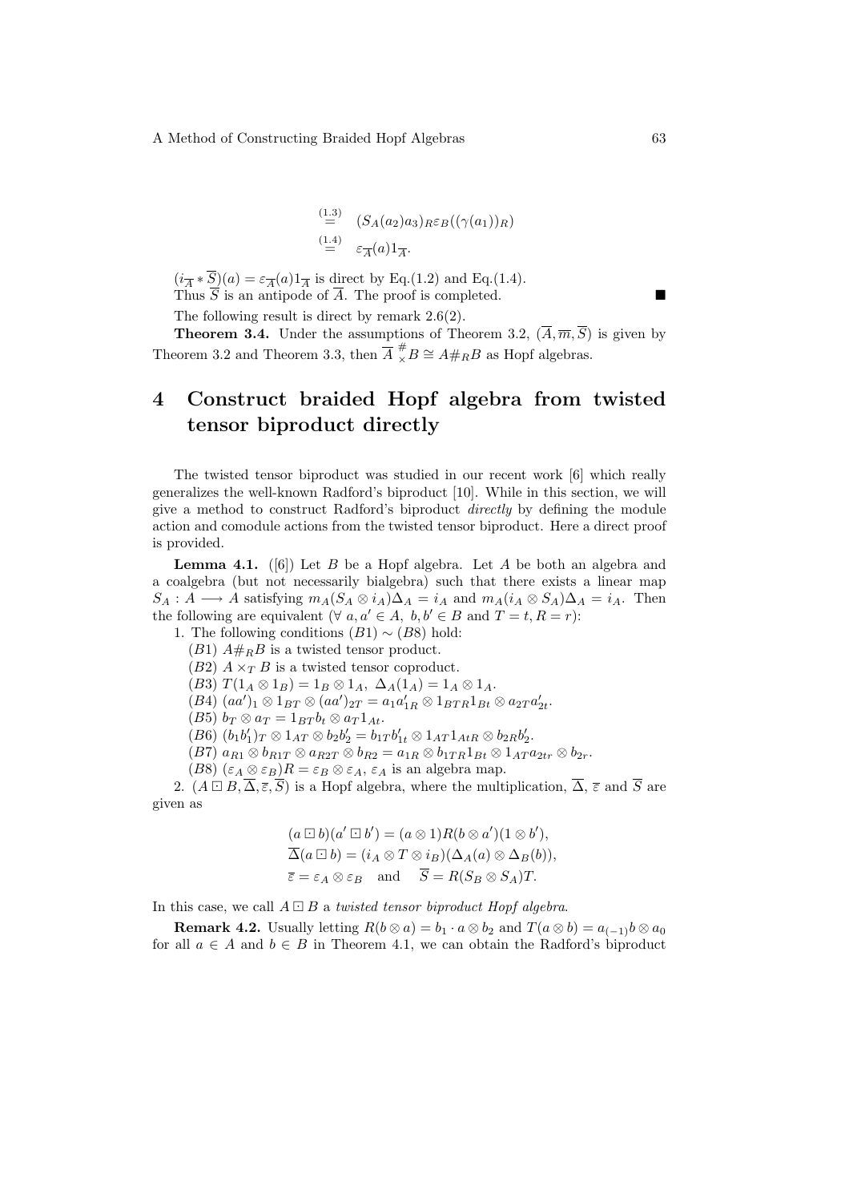$$\stackrel{(1.3)}{=} \quad (S_A(a_2)a_3)_R\varepsilon_B((\gamma(a_1))_R)$$
$$\stackrel{(1.4)}{=} \quad \varepsilon_{\overline{A}}(a)1_{\overline{A}}.$$

$(i_{\overline{A}} * \overline{S})(a) = \varepsilon_{\overline{A}}(a)1_{\overline{A}}$ is direct by Eq.(1.2) and Eq.(1.4).

Thus $\overline{S}$ is an antipode of $\overline{A}$. The proof is completed. ■

The following result is direct by remark 2.6(2).

**Theorem 3.4.** Under the assumptions of Theorem 3.2, $(\overline{A}, \overline{m}, \overline{S})$ is given by Theorem 3.2 and Theorem 3.3, then $\overline{A} \,{}^{\#}_{\times} B \cong A\#_R B$ as Hopf algebras.

# 4 Construct braided Hopf algebra from twisted tensor biproduct directly

The twisted tensor biproduct was studied in our recent work [6] which really generalizes the well-known Radford's biproduct [10]. While in this section, we will give a method to construct Radford's biproduct *directly* by defining the module action and comodule actions from the twisted tensor biproduct. Here a direct proof is provided.

**Lemma 4.1.** ([6]) Let $B$ be a Hopf algebra. Let $A$ be both an algebra and a coalgebra (but not necessarily bialgebra) such that there exists a linear map $S_A : A \longrightarrow A$ satisfying $m_A(S_A \otimes i_A)\Delta_A = i_A$ and $m_A(i_A \otimes S_A)\Delta_A = i_A$. Then the following are equivalent ($\forall\ a, a' \in A,\ b, b' \in B$ and $T = t, R = r$):

1. The following conditions $(B1) \sim (B8)$ hold:

$(B1)$ $A\#_R B$ is a twisted tensor product.

$(B2)$ $A \times_T B$ is a twisted tensor coproduct.

$(B3)$ $T(1_A \otimes 1_B) = 1_B \otimes 1_A,\ \Delta_A(1_A) = 1_A \otimes 1_A$.

$(B4)$ $(aa')_1 \otimes 1_{BT} \otimes (aa')_{2T} = a_1 a'_{1R} \otimes 1_{BTR} 1_{Bt} \otimes a_{2T} a'_{2t}$.

$(B5)$ $b_T \otimes a_T = 1_{BT} b_t \otimes a_T 1_{At}$.

$(B6)$ $(b_1 b'_1)_T \otimes 1_{AT} \otimes b_2 b'_2 = b_{1T} b'_{1t} \otimes 1_{AT} 1_{AtR} \otimes b_{2R} b'_2$.

$(B7)$ $a_{R1} \otimes b_{R1T} \otimes a_{R2T} \otimes b_{R2} = a_{1R} \otimes b_{1TR} 1_{Bt} \otimes 1_{AT} a_{2tr} \otimes b_{2r}$.

$(B8)$ $(\varepsilon_A \otimes \varepsilon_B)R = \varepsilon_B \otimes \varepsilon_A$, $\varepsilon_A$ is an algebra map.

2. $(A \boxdot B, \overline{\Delta}, \overline{\varepsilon}, \overline{S})$ is a Hopf algebra, where the multiplication, $\overline{\Delta}$, $\overline{\varepsilon}$ and $\overline{S}$ are given as

$$(a \boxdot b)(a' \boxdot b') = (a \otimes 1)R(b \otimes a')(1 \otimes b'),$$
$$\overline{\Delta}(a \boxdot b) = (i_A \otimes T \otimes i_B)(\Delta_A(a) \otimes \Delta_B(b)),$$
$$\overline{\varepsilon} = \varepsilon_A \otimes \varepsilon_B \quad \text{and} \quad \overline{S} = R(S_B \otimes S_A)T.$$

In this case, we call $A \boxdot B$ a *twisted tensor biproduct Hopf algebra*.

**Remark 4.2.** Usually letting $R(b \otimes a) = b_1 \cdot a \otimes b_2$ and $T(a \otimes b) = a_{(-1)}b \otimes a_0$ for all $a \in A$ and $b \in B$ in Theorem 4.1, we can obtain the Radford's biproduct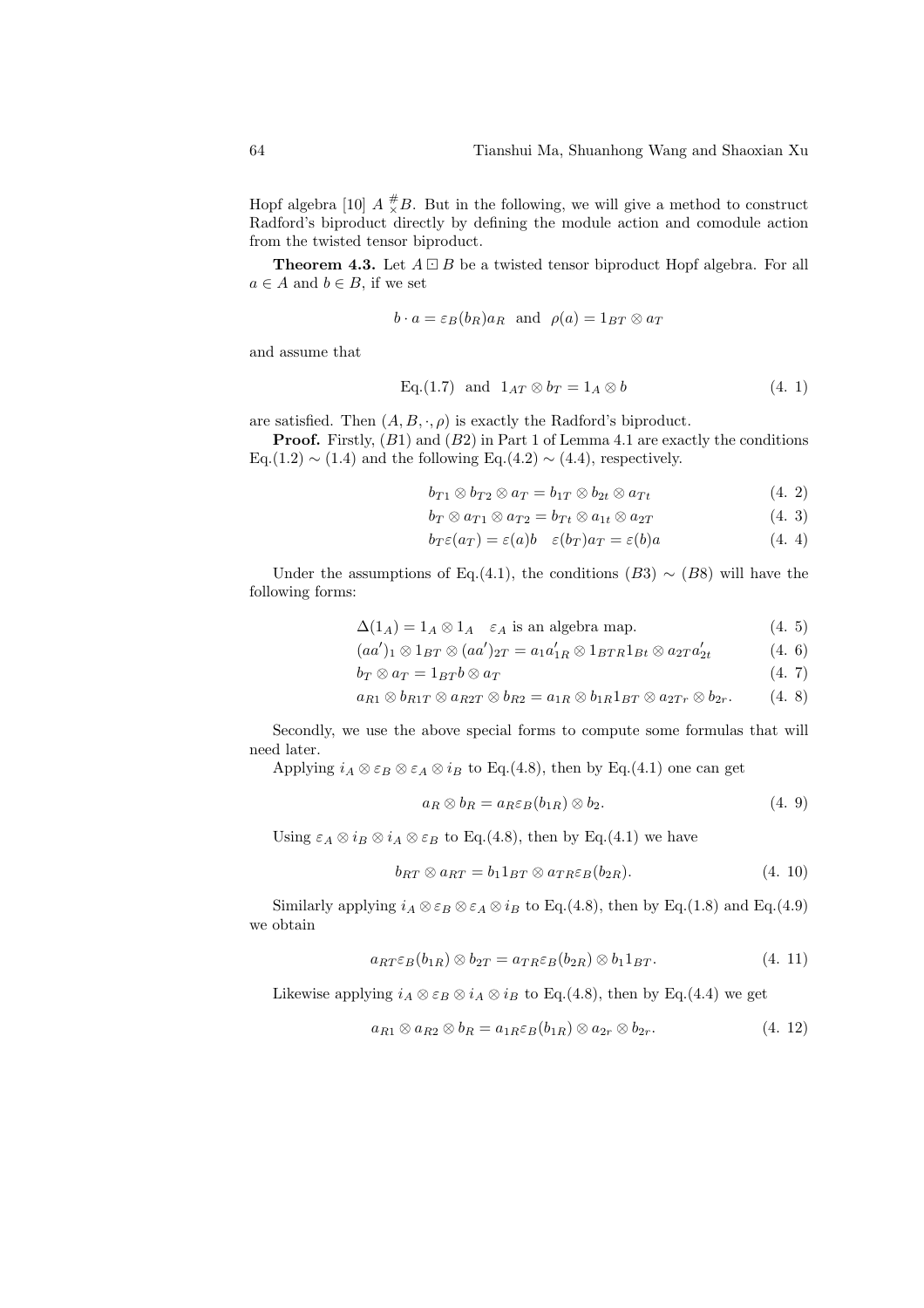Hopf algebra [10] $A \overset{\#}{\times} B$. But in the following, we will give a method to construct Radford's biproduct directly by defining the module action and comodule action from the twisted tensor biproduct.

**Theorem 4.3.** Let $A \boxdot B$ be a twisted tensor biproduct Hopf algebra. For all $a \in A$ and $b \in B$, if we set

$$b \cdot a = \varepsilon_B(b_R)a_R \quad \text{and} \quad \rho(a) = 1_{BT} \otimes a_T$$

and assume that

$$\text{Eq.(1.7)} \quad \text{and} \quad 1_{AT} \otimes b_T = 1_A \otimes b \tag{4. 1}$$

are satisfied. Then $(A, B, \cdot, \rho)$ is exactly the Radford's biproduct.

**Proof.** Firstly, $(B1)$ and $(B2)$ in Part 1 of Lemma 4.1 are exactly the conditions Eq.(1.2) $\sim$ (1.4) and the following Eq.(4.2) $\sim$ (4.4), respectively.

$$b_{T1} \otimes b_{T2} \otimes a_T = b_{1T} \otimes b_{2t} \otimes a_{Tt} \tag{4. 2}$$

$$b_T \otimes a_{T1} \otimes a_{T2} = b_{Tt} \otimes a_{1t} \otimes a_{2T} \tag{4. 3}$$

$$b_T\varepsilon(a_T) = \varepsilon(a)b \quad \varepsilon(b_T)a_T = \varepsilon(b)a \tag{4. 4}$$

Under the assumptions of Eq.(4.1), the conditions $(B3) \sim (B8)$ will have the following forms:

$$\Delta(1_A) = 1_A \otimes 1_A \quad \varepsilon_A \text{ is an algebra map.} \tag{4. 5}$$

$$(aa')_1 \otimes 1_{BT} \otimes (aa')_{2T} = a_1 a'_{1R} \otimes 1_{BTR} 1_{Bt} \otimes a_{2T} a'_{2t} \tag{4. 6}$$

$$b_T \otimes a_T = 1_{BT} b \otimes a_T \tag{4. 7}$$

$$a_{R1} \otimes b_{R1T} \otimes a_{R2T} \otimes b_{R2} = a_{1R} \otimes b_{1R} 1_{BT} \otimes a_{2Tr} \otimes b_{2r}. \tag{4. 8}$$

Secondly, we use the above special forms to compute some formulas that will need later.

Applying $i_A \otimes \varepsilon_B \otimes \varepsilon_A \otimes i_B$ to Eq.(4.8), then by Eq.(4.1) one can get

$$a_R \otimes b_R = a_R \varepsilon_B(b_{1R}) \otimes b_2. \tag{4. 9}$$

Using $\varepsilon_A \otimes i_B \otimes i_A \otimes \varepsilon_B$ to Eq.(4.8), then by Eq.(4.1) we have

$$b_{RT} \otimes a_{RT} = b_1 1_{BT} \otimes a_{TR} \varepsilon_B(b_{2R}). \tag{4. 10}$$

Similarly applying $i_A \otimes \varepsilon_B \otimes \varepsilon_A \otimes i_B$ to Eq.(4.8), then by Eq.(1.8) and Eq.(4.9) we obtain

$$a_{RT} \varepsilon_B(b_{1R}) \otimes b_{2T} = a_{TR} \varepsilon_B(b_{2R}) \otimes b_1 1_{BT}. \tag{4. 11}$$

Likewise applying $i_A \otimes \varepsilon_B \otimes i_A \otimes i_B$ to Eq.(4.8), then by Eq.(4.4) we get

$$a_{R1} \otimes a_{R2} \otimes b_R = a_{1R} \varepsilon_B(b_{1R}) \otimes a_{2r} \otimes b_{2r}. \tag{4. 12}$$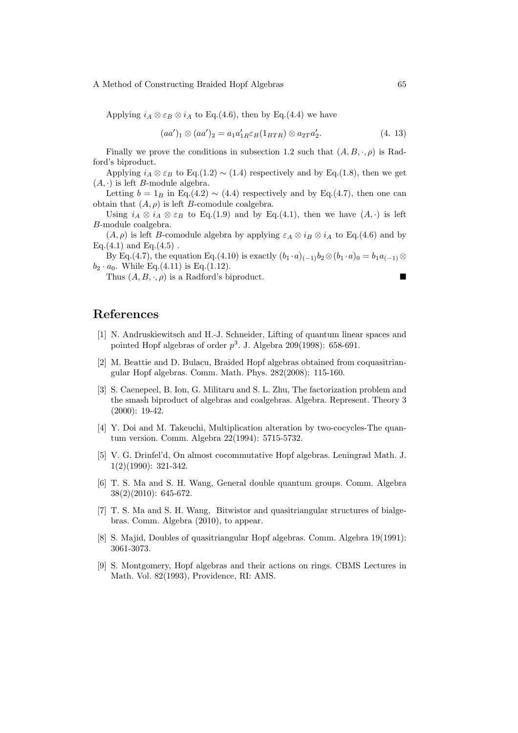Applying $i_A \otimes \varepsilon_B \otimes i_A$ to Eq.(4.6), then by Eq.(4.4) we have

$$(aa')_1 \otimes (aa')_2 = a_1 a'_{1R} \varepsilon_B(1_{BTR}) \otimes a_{2T} a'_2. \tag{4. 13}$$

Finally we prove the conditions in subsection 1.2 such that $(A, B, \cdot, \rho)$ is Radford's biproduct.

Applying $i_A \otimes \varepsilon_B$ to Eq.(1.2) $\sim$ (1.4) respectively and by Eq.(1.8), then we get $(A, \cdot)$ is left $B$-module algebra.

Letting $b = 1_B$ in Eq.(4.2) $\sim$ (4.4) respectively and by Eq.(4.7), then one can obtain that $(A, \rho)$ is left $B$-comodule coalgebra.

Using $i_A \otimes i_A \otimes \varepsilon_B$ to Eq.(1.9) and by Eq.(4.1), then we have $(A, \cdot)$ is left $B$-module coalgebra.

$(A, \rho)$ is left $B$-comodule algebra by applying $\varepsilon_A \otimes i_B \otimes i_A$ to Eq.(4.6) and by Eq.(4.1) and Eq.(4.5) .

By Eq.(4.7), the equation Eq.(4.10) is exactly $(b_1 \cdot a)_{(-1)} b_2 \otimes (b_1 \cdot a)_0 = b_1 a_{(-1)} \otimes b_2 \cdot a_0$. While Eq.(4.11) is Eq.(1.12).

Thus $(A, B, \cdot, \rho)$ is a Radford's biproduct. ■

# References

[1] N. Andruskiewitsch and H.-J. Schneider, Lifting of quantum linear spaces and pointed Hopf algebras of order $p^3$. J. Algebra 209(1998): 658-691.

[2] M. Beattie and D. Bulacu, Braided Hopf algebras obtained from coquasitriangular Hopf algebras. Comm. Math. Phys. 282(2008): 115-160.

[3] S. Caenepeel, B. Ion, G. Militaru and S. L. Zhu, The factorization problem and the smash biproduct of algebras and coalgebras. Algebra. Represent. Theory 3 (2000): 19-42.

[4] Y. Doi and M. Takeuchi, Multiplication alteration by two-cocycles-The quantum version. Comm. Algebra 22(1994): 5715-5732.

[5] V. G. Drinfel'd, On almost cocommutative Hopf algebras. Leningrad Math. J. 1(2)(1990): 321-342.

[6] T. S. Ma and S. H. Wang, General double quantum groups. Comm. Algebra 38(2)(2010): 645-672.

[7] T. S. Ma and S. H. Wang, Bitwistor and quasitriangular structures of bialgebras. Comm. Algebra (2010), to appear.

[8] S. Majid, Doubles of quasitriangular Hopf algebras. Comm. Algebra 19(1991): 3061-3073.

[9] S. Montgomery, Hopf algebras and their actions on rings. CBMS Lectures in Math. Vol. 82(1993), Providence, RI: AMS.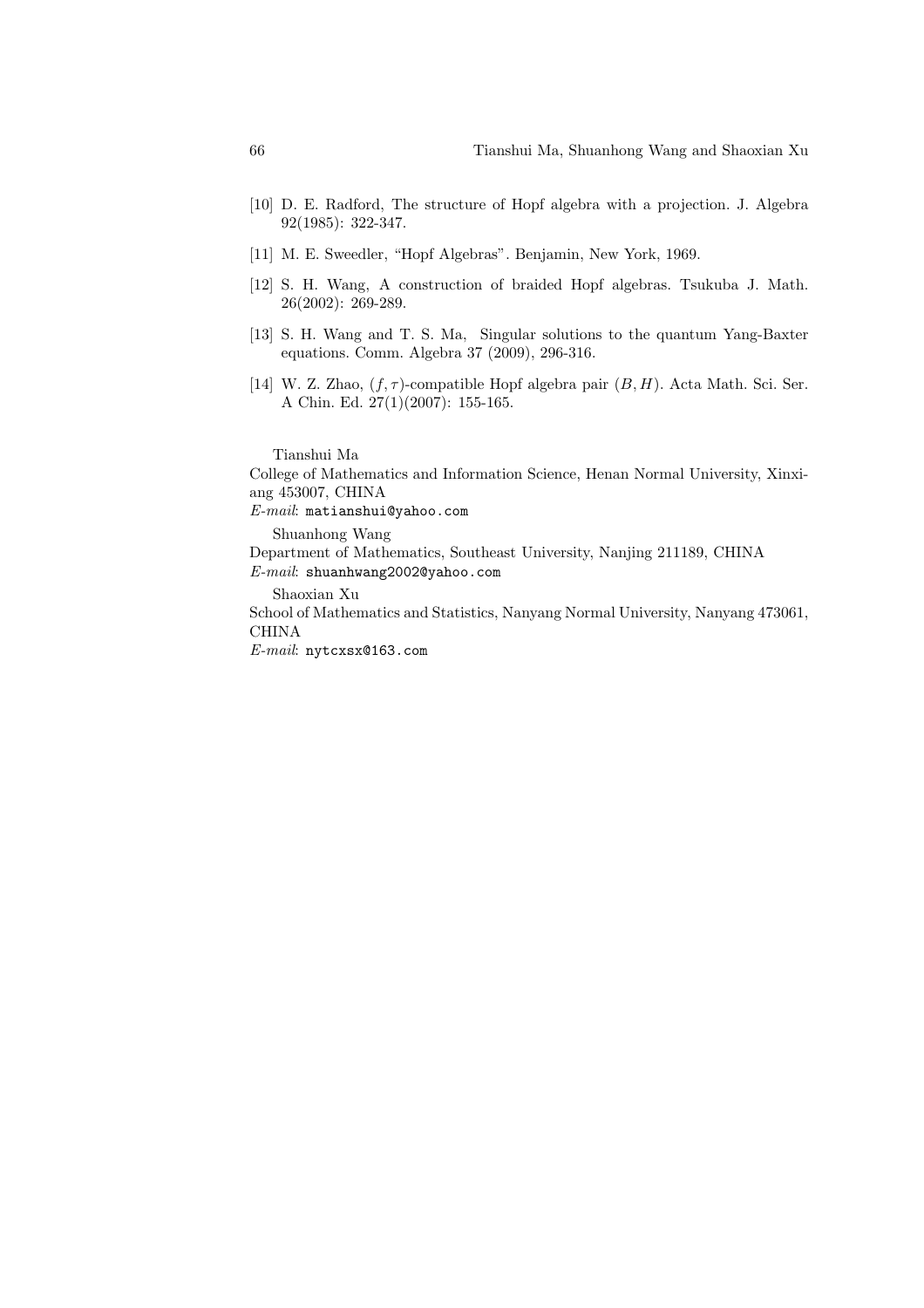[10] D. E. Radford, The structure of Hopf algebra with a projection. J. Algebra 92(1985): 322-347.

[11] M. E. Sweedler, "Hopf Algebras". Benjamin, New York, 1969.

[12] S. H. Wang, A construction of braided Hopf algebras. Tsukuba J. Math. 26(2002): 269-289.

[13] S. H. Wang and T. S. Ma, Singular solutions to the quantum Yang-Baxter equations. Comm. Algebra 37 (2009), 296-316.

[14] W. Z. Zhao, $(f, \tau)$-compatible Hopf algebra pair $(B, H)$. Acta Math. Sci. Ser. A Chin. Ed. 27(1)(2007): 155-165.

Tianshui Ma
College of Mathematics and Information Science, Henan Normal University, Xinxiang 453007, CHINA
*E-mail*: matianshui@yahoo.com

Shuanhong Wang
Department of Mathematics, Southeast University, Nanjing 211189, CHINA
*E-mail*: shuanhwang2002@yahoo.com

Shaoxian Xu
School of Mathematics and Statistics, Nanyang Normal University, Nanyang 473061, CHINA
*E-mail*: nytcxsx@163.com